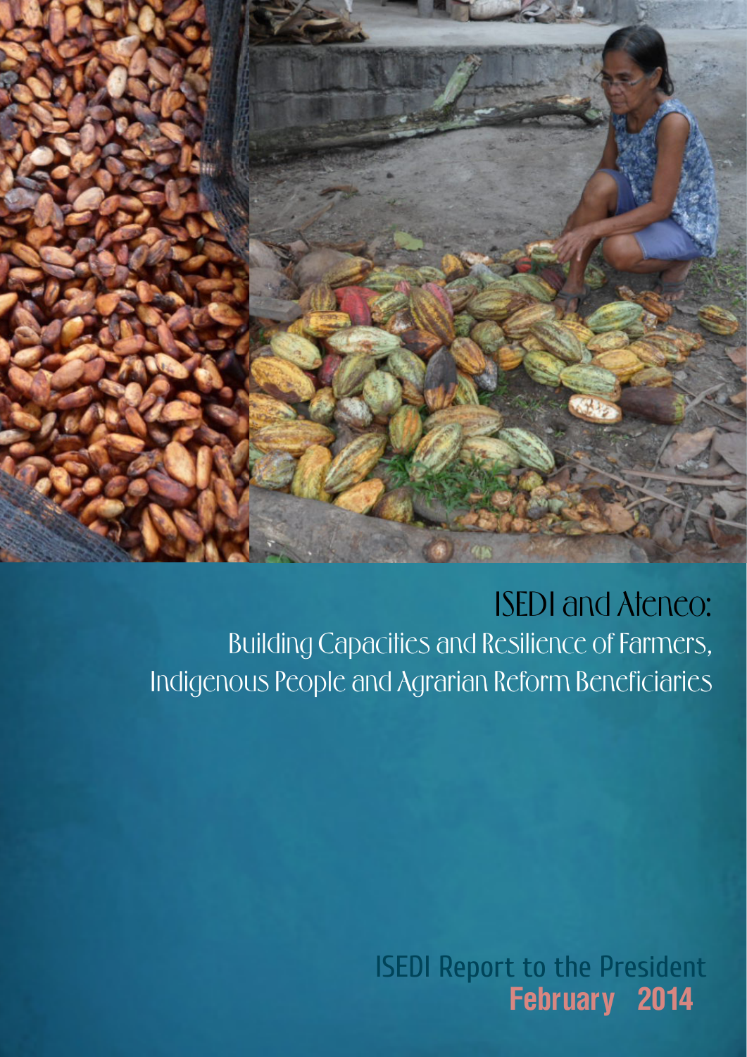# ISEDI and Ateneo:

## Building Capacities and Resilience of Farmers, Indigenous People and Agrarian Reform Beneficiaries

ISEDI Report to the President

**February 2014**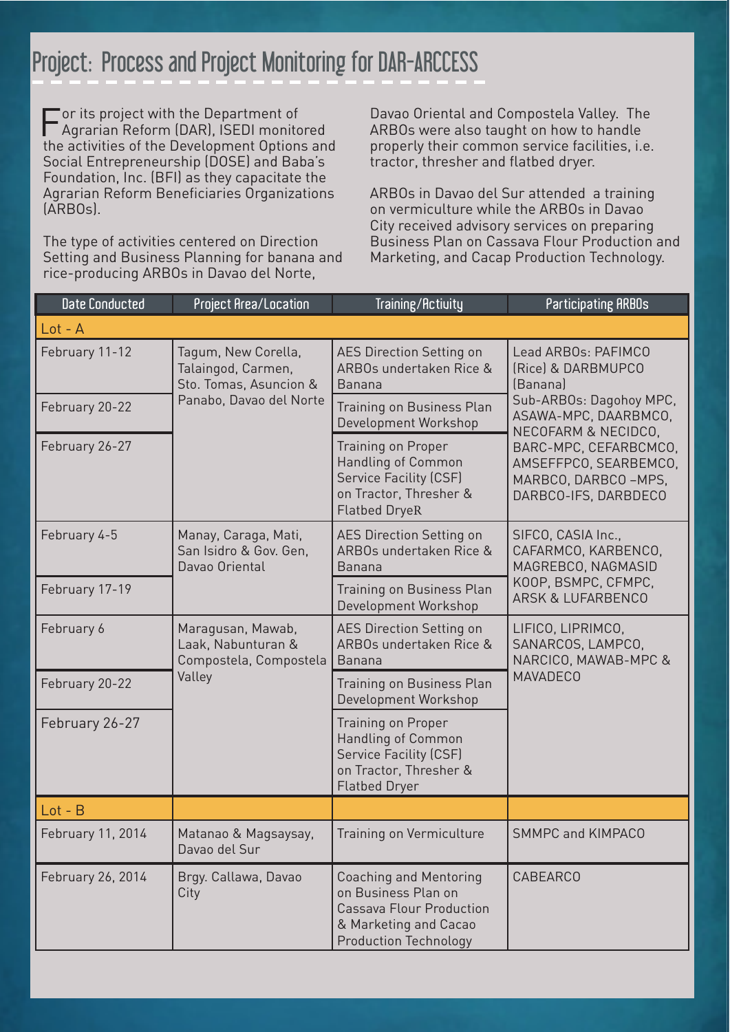# Project: Process and Project Monitoring for DAR-ARCCESS

For its project with the Department of Agrarian Reform (DAR), ISEDI monitored the activities of the Development Options and Social Entrepreneurship (DOSE) and Baba's Foundation, Inc. (BFI) as they capacitate the Agrarian Reform Beneficiaries Organizations (ARBOs).

The type of activities centered on Direction Setting and Business Planning for banana and rice-producing ARBOs in Davao del Norte, Davao Oriental and Compostela Valley. The ARBOs were also taught on how to handle properly their common service facilities, i.e. tractor, thresher and flatbed dryer.

ARBOs in Davao del Sur attended a training on vermiculture while the ARBOs in Davao City received advisory services on preparing Business Plan on Cassava Flour Production and Marketing, and Cacap Production Technology.

| Date Conducted | Project Area/Location | Training/Activity | Participating ARBOs |
|---|---|---|---|
| Lot - A | | | |
| February 11-12 | Tagum, New Corella, Talaingod, Carmen, Sto. Tomas, Asuncion & Panabo, Davao del Norte | AES Direction Setting on ARBOs undertaken Rice & Banana | Lead ARBOs: PAFIMCO (Rice) & DARBMUPCO (Banana) Sub-ARBOs: Dagohoy MPC, ASAWA-MPC, DAARBMCO, NECOFARM & NECIDCO, BARC-MPC, CEFARBCMCO, AMSEFFPCO, SEARBEMCO, MARBCO, DARBCO –MPS, DARBCO-IFS, DARBDECO |
| February 20-22 | | Training on Business Plan Development Workshop | |
| February 26-27 | | Training on Proper Handling of Common Service Facility (CSF) on Tractor, Thresher & Flatbed DryeR | |
| February 4-5 | Manay, Caraga, Mati, San Isidro & Gov. Gen, Davao Oriental | AES Direction Setting on ARBOs undertaken Rice & Banana | SIFCO, CASIA Inc., CAFARMCO, KARBENCO, MAGREBCO, NAGMASID KOOP, BSMPC, CFMPC, ARSK & LUFARBENCO |
| February 17-19 | | Training on Business Plan Development Workshop | |
| February 6 | Maragusan, Mawab, Laak, Nabunturan & Compostela, Compostela Valley | AES Direction Setting on ARBOs undertaken Rice & Banana | LIFICO, LIPRIMCO, SANARCOS, LAMPCO, NARCICO, MAWAB-MPC & MAVADECO |
| February 20-22 | | Training on Business Plan Development Workshop | |
| February 26-27 | | Training on Proper Handling of Common Service Facility (CSF) on Tractor, Thresher & Flatbed Dryer | |
| Lot - B | | | |
| February 11, 2014 | Matanao & Magsaysay, Davao del Sur | Training on Vermiculture | SMMPC and KIMPACO |
| February 26, 2014 | Brgy. Callawa, Davao City | Coaching and Mentoring on Business Plan on Cassava Flour Production & Marketing and Cacao Production Technology | CABEARCO |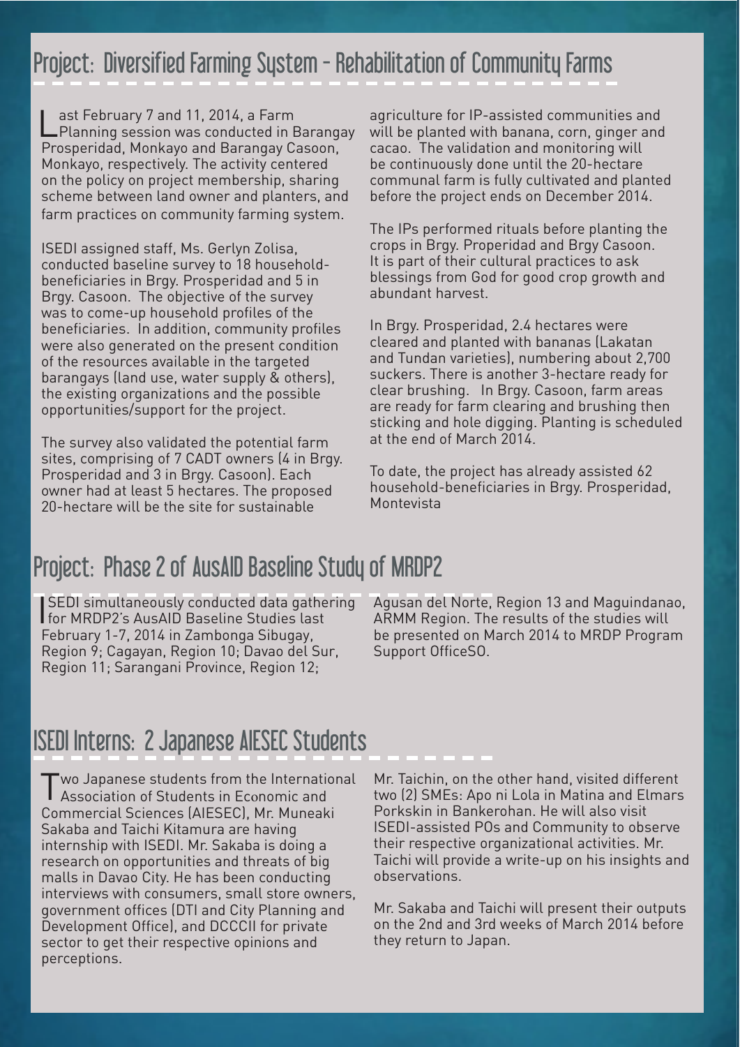## Project: Diversified Farming System - Rehabilitation of Community Farms

Last February 7 and 11, 2014, a Farm Planning session was conducted in Barangay Prosperidad, Monkayo and Barangay Casoon, Monkayo, respectively. The activity centered on the policy on project membership, sharing scheme between land owner and planters, and farm practices on community farming system.

ISEDI assigned staff, Ms. Gerlyn Zolisa, conducted baseline survey to 18 household-beneficiaries in Brgy. Prosperidad and 5 in Brgy. Casoon. The objective of the survey was to come-up household profiles of the beneficiaries. In addition, community profiles were also generated on the present condition of the resources available in the targeted barangays (land use, water supply & others), the existing organizations and the possible opportunities/support for the project.

The survey also validated the potential farm sites, comprising of 7 CADT owners (4 in Brgy. Prosperidad and 3 in Brgy. Casoon). Each owner had at least 5 hectares. The proposed 20-hectare will be the site for sustainable agriculture for IP-assisted communities and will be planted with banana, corn, ginger and cacao. The validation and monitoring will be continuously done until the 20-hectare communal farm is fully cultivated and planted before the project ends on December 2014.

The IPs performed rituals before planting the crops in Brgy. Properidad and Brgy Casoon. It is part of their cultural practices to ask blessings from God for good crop growth and abundant harvest.

In Brgy. Prosperidad, 2.4 hectares were cleared and planted with bananas (Lakatan and Tundan varieties), numbering about 2,700 suckers. There is another 3-hectare ready for clear brushing. In Brgy. Casoon, farm areas are ready for farm clearing and brushing then sticking and hole digging. Planting is scheduled at the end of March 2014.

To date, the project has already assisted 62 household-beneficiaries in Brgy. Prosperidad, Montevista

## Project: Phase 2 of AusAID Baseline Study of MRDP2

ISEDI simultaneously conducted data gathering for MRDP2's AusAID Baseline Studies last February 1-7, 2014 in Zambonga Sibugay, Region 9; Cagayan, Region 10; Davao del Sur, Region 11; Sarangani Province, Region 12; Agusan del Norte, Region 13 and Maguindanao, ARMM Region. The results of the studies will be presented on March 2014 to MRDP Program Support OfficeSO.

## ISEDI Interns: 2 Japanese AIESEC Students

Two Japanese students from the International Association of Students in Economic and Commercial Sciences (AIESEC), Mr. Muneaki Sakaba and Taichi Kitamura are having internship with ISEDI. Mr. Sakaba is doing a research on opportunities and threats of big malls in Davao City. He has been conducting interviews with consumers, small store owners, government offices (DTI and City Planning and Development Office), and DCCCII for private sector to get their respective opinions and perceptions.

Mr. Taichin, on the other hand, visited different two (2) SMEs: Apo ni Lola in Matina and Elmars Porkskin in Bankerohan. He will also visit ISEDI-assisted POs and Community to observe their respective organizational activities. Mr. Taichi will provide a write-up on his insights and observations.

Mr. Sakaba and Taichi will present their outputs on the 2nd and 3rd weeks of March 2014 before they return to Japan.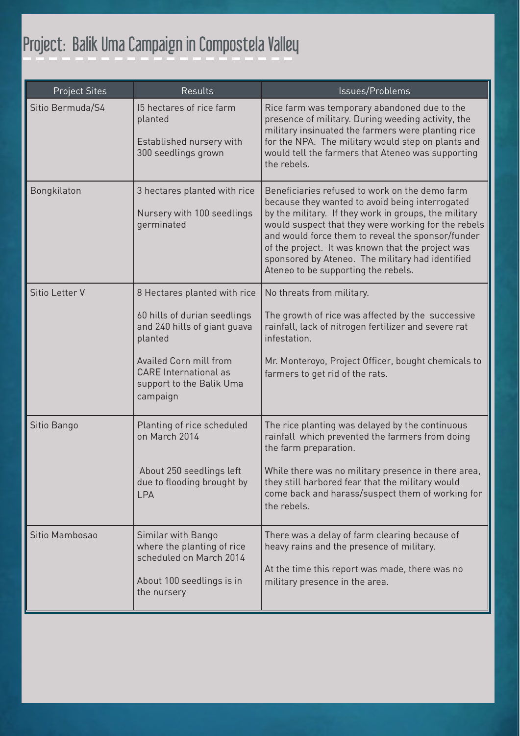# Project: Balik Uma Campaign in Compostela Valley

| Project Sites | Results | Issues/Problems |
| --- | --- | --- |
| Sitio Bermuda/S4 | I5 hectares of rice farm planted<br><br>Established nursery with 300 seedlings grown | Rice farm was temporary abandoned due to the presence of military. During weeding activity, the military insinuated the farmers were planting rice for the NPA. The military would step on plants and would tell the farmers that Ateneo was supporting the rebels. |
| Bongkilaton | 3 hectares planted with rice<br><br>Nursery with 100 seedlings germinated | Beneficiaries refused to work on the demo farm because they wanted to avoid being interrogated by the military. If they work in groups, the military would suspect that they were working for the rebels and would force them to reveal the sponsor/funder of the project. It was known that the project was sponsored by Ateneo. The military had identified Ateneo to be supporting the rebels. |
| Sitio Letter V | 8 Hectares planted with rice<br><br>60 hills of durian seedlings and 240 hills of giant guava planted<br><br>Availed Corn mill from CARE International as support to the Balik Uma campaign | No threats from military.<br><br>The growth of rice was affected by the successive rainfall, lack of nitrogen fertilizer and severe rat infestation.<br><br>Mr. Monteroyo, Project Officer, bought chemicals to farmers to get rid of the rats. |
| Sitio Bango | Planting of rice scheduled on March 2014<br><br>About 250 seedlings left due to flooding brought by LPA | The rice planting was delayed by the continuous rainfall which prevented the farmers from doing the farm preparation.<br><br>While there was no military presence in there area, they still harbored fear that the military would come back and harass/suspect them of working for the rebels. |
| Sitio Mambosao | Similar with Bango where the planting of rice scheduled on March 2014<br><br>About 100 seedlings is in the nursery | There was a delay of farm clearing because of heavy rains and the presence of military.<br><br>At the time this report was made, there was no military presence in the area. |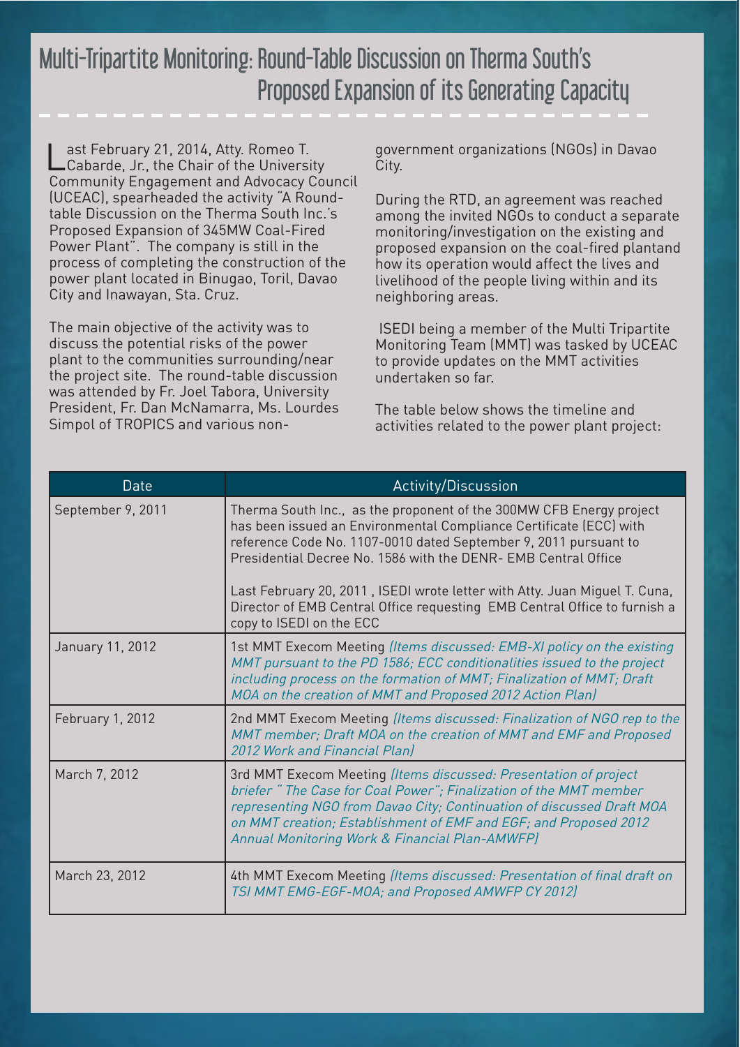## Multi-Tripartite Monitoring: Round-Table Discussion on Therma South's Proposed Expansion of its Generating Capacity

Last February 21, 2014, Atty. Romeo T. Cabarde, Jr., the Chair of the University Community Engagement and Advocacy Council (UCEAC), spearheaded the activity "A Round-table Discussion on the Therma South Inc.'s Proposed Expansion of 345MW Coal-Fired Power Plant". The company is still in the process of completing the construction of the power plant located in Binugao, Toril, Davao City and Inawayan, Sta. Cruz.

The main objective of the activity was to discuss the potential risks of the power plant to the communities surrounding/near the project site. The round-table discussion was attended by Fr. Joel Tabora, University President, Fr. Dan McNamarra, Ms. Lourdes Simpol of TROPICS and various non-government organizations (NGOs) in Davao City.

During the RTD, an agreement was reached among the invited NGOs to conduct a separate monitoring/investigation on the existing and proposed expansion on the coal-fired plantand how its operation would affect the lives and livelihood of the people living within and its neighboring areas.

ISEDI being a member of the Multi Tripartite Monitoring Team (MMT) was tasked by UCEAC to provide updates on the MMT activities undertaken so far.

The table below shows the timeline and activities related to the power plant project:

| Date | Activity/Discussion |
|---|---|
| September 9, 2011 | Therma South Inc., as the proponent of the 300MW CFB Energy project has been issued an Environmental Compliance Certificate (ECC) with reference Code No. 1107-0010 dated September 9, 2011 pursuant to Presidential Decree No. 1586 with the DENR- EMB Central Office<br><br>Last February 20, 2011 , ISEDI wrote letter with Atty. Juan Miguel T. Cuna, Director of EMB Central Office requesting EMB Central Office to furnish a copy to ISEDI on the ECC |
| January 11, 2012 | 1st MMT Execom Meeting *(Items discussed: EMB-XI policy on the existing MMT pursuant to the PD 1586; ECC conditionalities issued to the project including process on the formation of MMT; Finalization of MMT; Draft MOA on the creation of MMT and Proposed 2012 Action Plan)* |
| February 1, 2012 | 2nd MMT Execom Meeting *(Items discussed: Finalization of NGO rep to the MMT member; Draft MOA on the creation of MMT and EMF and Proposed 2012 Work and Financial Plan)* |
| March 7, 2012 | 3rd MMT Execom Meeting *(Items discussed: Presentation of project briefer " The Case for Coal Power"; Finalization of the MMT member representing NGO from Davao City; Continuation of discussed Draft MOA on MMT creation; Establishment of EMF and EGF; and Proposed 2012 Annual Monitoring Work & Financial Plan-AMWFP)* |
| March 23, 2012 | 4th MMT Execom Meeting *(Items discussed: Presentation of final draft on TSI MMT EMG-EGF-MOA; and Proposed AMWFP CY 2012)* |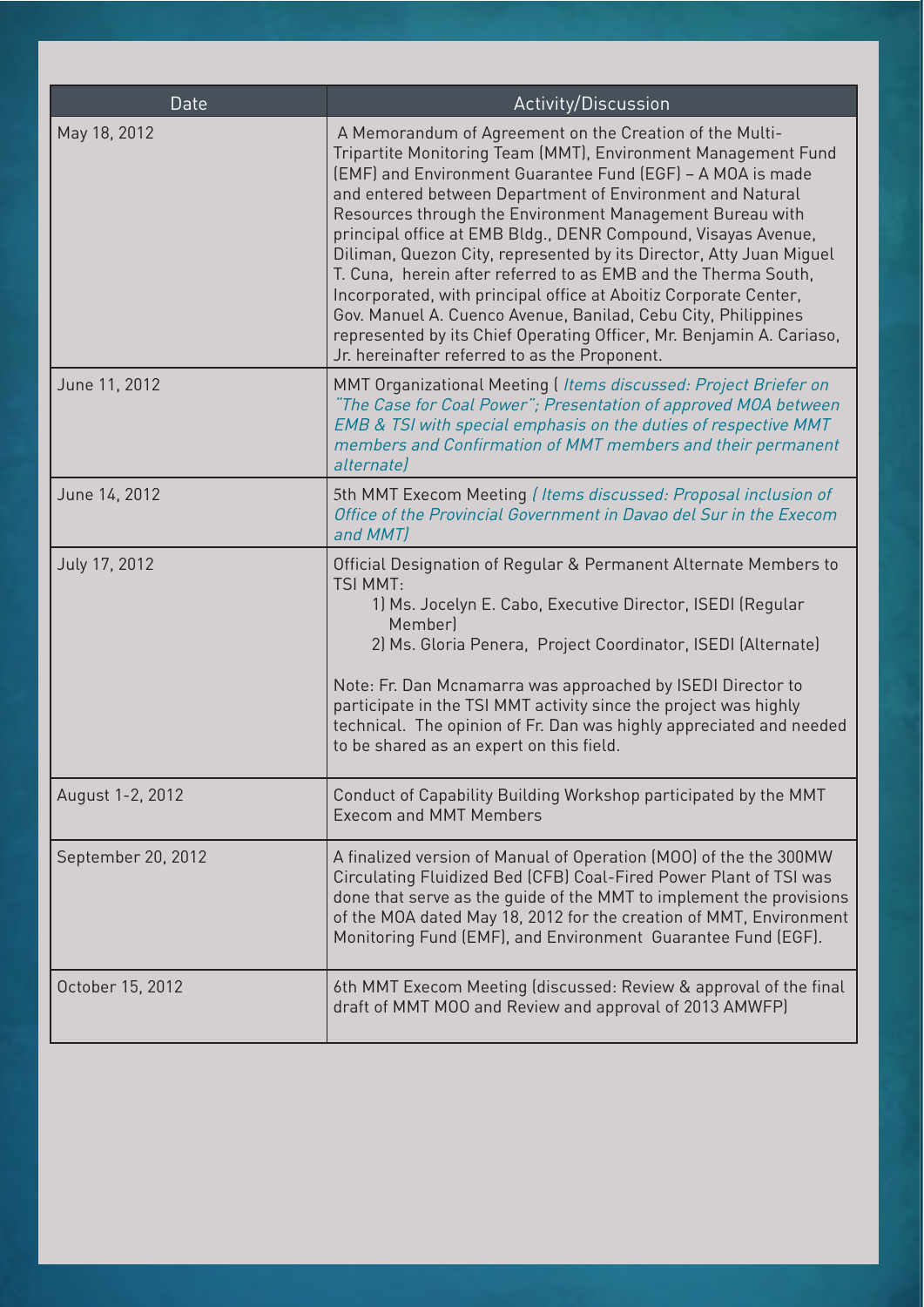| Date | Activity/Discussion |
| --- | --- |
| May 18, 2012 | A Memorandum of Agreement on the Creation of the Multi-Tripartite Monitoring Team (MMT), Environment Management Fund (EMF) and Environment Guarantee Fund (EGF) – A MOA is made and entered between Department of Environment and Natural Resources through the Environment Management Bureau with principal office at EMB Bldg., DENR Compound, Visayas Avenue, Diliman, Quezon City, represented by its Director, Atty Juan Miguel T. Cuna, herein after referred to as EMB and the Therma South, Incorporated, with principal office at Aboitiz Corporate Center, Gov. Manuel A. Cuenco Avenue, Banilad, Cebu City, Philippines represented by its Chief Operating Officer, Mr. Benjamin A. Cariaso, Jr. hereinafter referred to as the Proponent. |
| June 11, 2012 | MMT Organizational Meeting ( *Items discussed: Project Briefer on "The Case for Coal Power"; Presentation of approved MOA between EMB & TSI with special emphasis on the duties of respective MMT members and Confirmation of MMT members and their permanent alternate)* |
| June 14, 2012 | 5th MMT Execom Meeting *( Items discussed: Proposal inclusion of Office of the Provincial Government in Davao del Sur in the Execom and MMT)* |
| July 17, 2012 | Official Designation of Regular & Permanent Alternate Members to TSI MMT:<br>1) Ms. Jocelyn E. Cabo, Executive Director, ISEDI (Regular Member)<br>2) Ms. Gloria Penera, Project Coordinator, ISEDI (Alternate)<br><br>Note: Fr. Dan Mcnamarra was approached by ISEDI Director to participate in the TSI MMT activity since the project was highly technical. The opinion of Fr. Dan was highly appreciated and needed to be shared as an expert on this field. |
| August 1-2, 2012 | Conduct of Capability Building Workshop participated by the MMT Execom and MMT Members |
| September 20, 2012 | A finalized version of Manual of Operation (MOO) of the the 300MW Circulating Fluidized Bed (CFB) Coal-Fired Power Plant of TSI was done that serve as the guide of the MMT to implement the provisions of the MOA dated May 18, 2012 for the creation of MMT, Environment Monitoring Fund (EMF), and Environment Guarantee Fund (EGF). |
| October 15, 2012 | 6th MMT Execom Meeting (discussed: Review & approval of the final draft of MMT MOO and Review and approval of 2013 AMWFP) |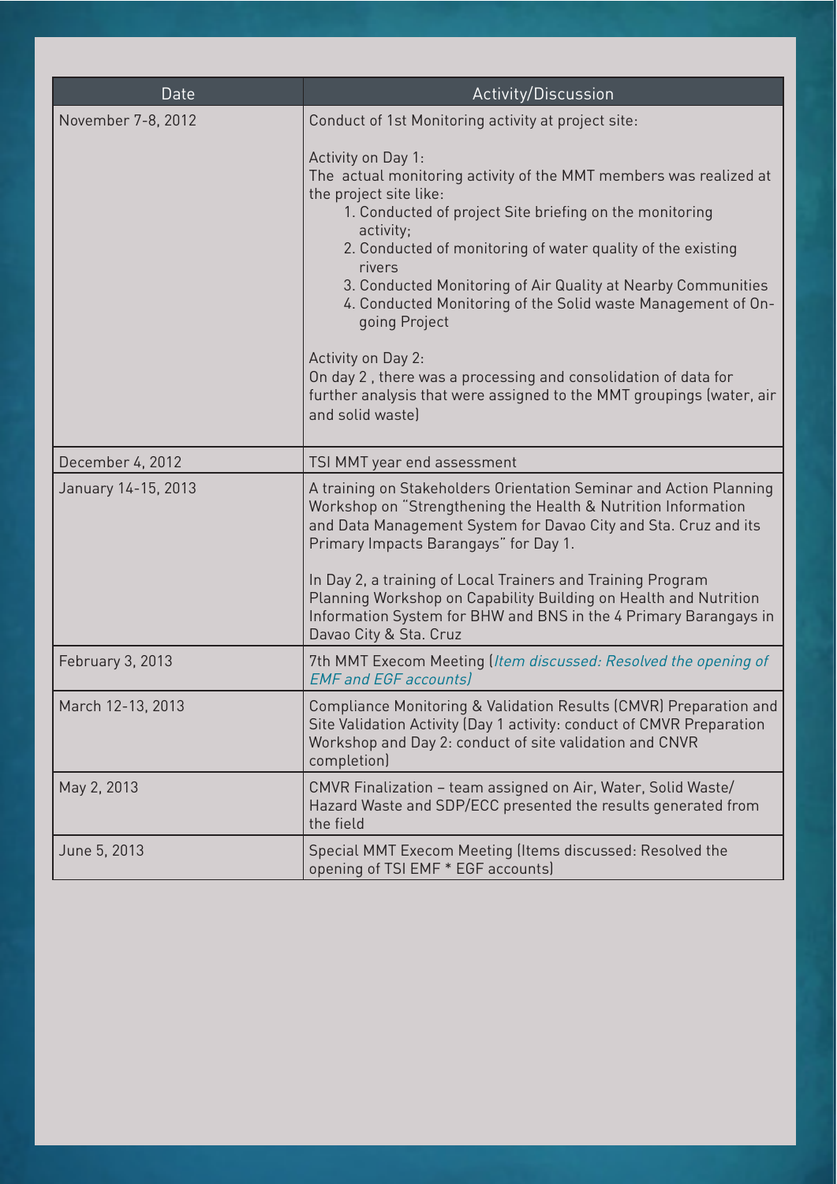| Date | Activity/Discussion |
|---|---|
| November 7-8, 2012 | Conduct of 1st Monitoring activity at project site:<br><br>Activity on Day 1:<br>The actual monitoring activity of the MMT members was realized at the project site like:<br>1. Conducted of project Site briefing on the monitoring activity;<br>2. Conducted of monitoring of water quality of the existing rivers<br>3. Conducted Monitoring of Air Quality at Nearby Communities<br>4. Conducted Monitoring of the Solid waste Management of On-going Project<br><br>Activity on Day 2:<br>On day 2 , there was a processing and consolidation of data for further analysis that were assigned to the MMT groupings (water, air and solid waste) |
| December 4, 2012 | TSI MMT year end assessment |
| January 14-15, 2013 | A training on Stakeholders Orientation Seminar and Action Planning Workshop on "Strengthening the Health & Nutrition Information and Data Management System for Davao City and Sta. Cruz and its Primary Impacts Barangays" for Day 1.<br><br>In Day 2, a training of Local Trainers and Training Program Planning Workshop on Capability Building on Health and Nutrition Information System for BHW and BNS in the 4 Primary Barangays in Davao City & Sta. Cruz |
| February 3, 2013 | 7th MMT Execom Meeting (*Item discussed: Resolved the opening of EMF and EGF accounts)* |
| March 12-13, 2013 | Compliance Monitoring & Validation Results (CMVR) Preparation and Site Validation Activity (Day 1 activity: conduct of CMVR Preparation Workshop and Day 2: conduct of site validation and CNVR completion) |
| May 2, 2013 | CMVR Finalization – team assigned on Air, Water, Solid Waste/ Hazard Waste and SDP/ECC presented the results generated from the field |
| June 5, 2013 | Special MMT Execom Meeting (Items discussed: Resolved the opening of TSI EMF * EGF accounts) |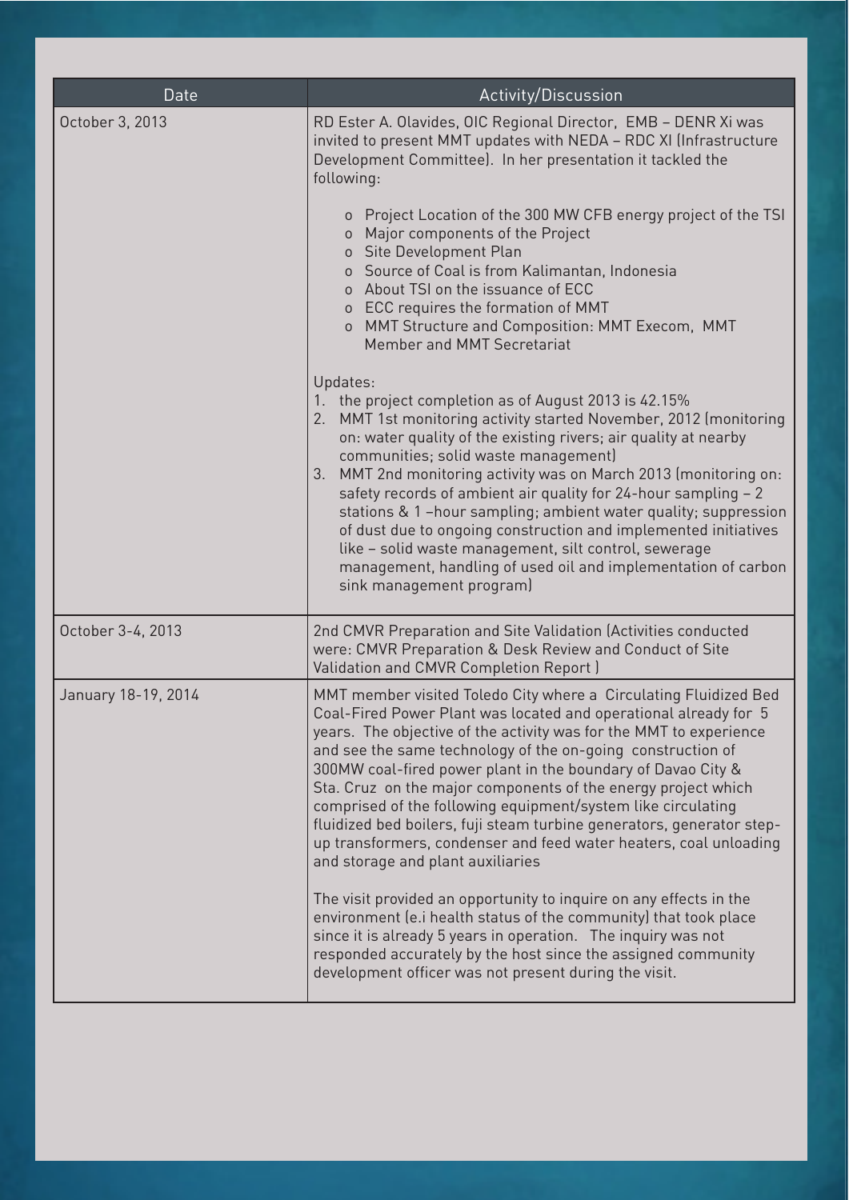| Date | Activity/Discussion |
| --- | --- |
| October 3, 2013 | RD Ester A. Olavides, OIC Regional Director, EMB – DENR Xi was invited to present MMT updates with NEDA – RDC XI (Infrastructure Development Committee). In her presentation it tackled the following:<br><br>o Project Location of the 300 MW CFB energy project of the TSI<br>o Major components of the Project<br>o Site Development Plan<br>o Source of Coal is from Kalimantan, Indonesia<br>o About TSI on the issuance of ECC<br>o ECC requires the formation of MMT<br>o MMT Structure and Composition: MMT Execom, MMT Member and MMT Secretariat<br><br>Updates:<br>1. the project completion as of August 2013 is 42.15%<br>2. MMT 1st monitoring activity started November, 2012 (monitoring on: water quality of the existing rivers; air quality at nearby communities; solid waste management)<br>3. MMT 2nd monitoring activity was on March 2013 (monitoring on: safety records of ambient air quality for 24-hour sampling – 2 stations & 1 –hour sampling; ambient water quality; suppression of dust due to ongoing construction and implemented initiatives like – solid waste management, silt control, sewerage management, handling of used oil and implementation of carbon sink management program) |
| October 3-4, 2013 | 2nd CMVR Preparation and Site Validation (Activities conducted were: CMVR Preparation & Desk Review and Conduct of Site Validation and CMVR Completion Report ) |
| January 18-19, 2014 | MMT member visited Toledo City where a Circulating Fluidized Bed Coal-Fired Power Plant was located and operational already for 5 years. The objective of the activity was for the MMT to experience and see the same technology of the on-going construction of 300MW coal-fired power plant in the boundary of Davao City & Sta. Cruz on the major components of the energy project which comprised of the following equipment/system like circulating fluidized bed boilers, fuji steam turbine generators, generator step-up transformers, condenser and feed water heaters, coal unloading and storage and plant auxiliaries<br><br>The visit provided an opportunity to inquire on any effects in the environment (e.i health status of the community) that took place since it is already 5 years in operation. The inquiry was not responded accurately by the host since the assigned community development officer was not present during the visit. |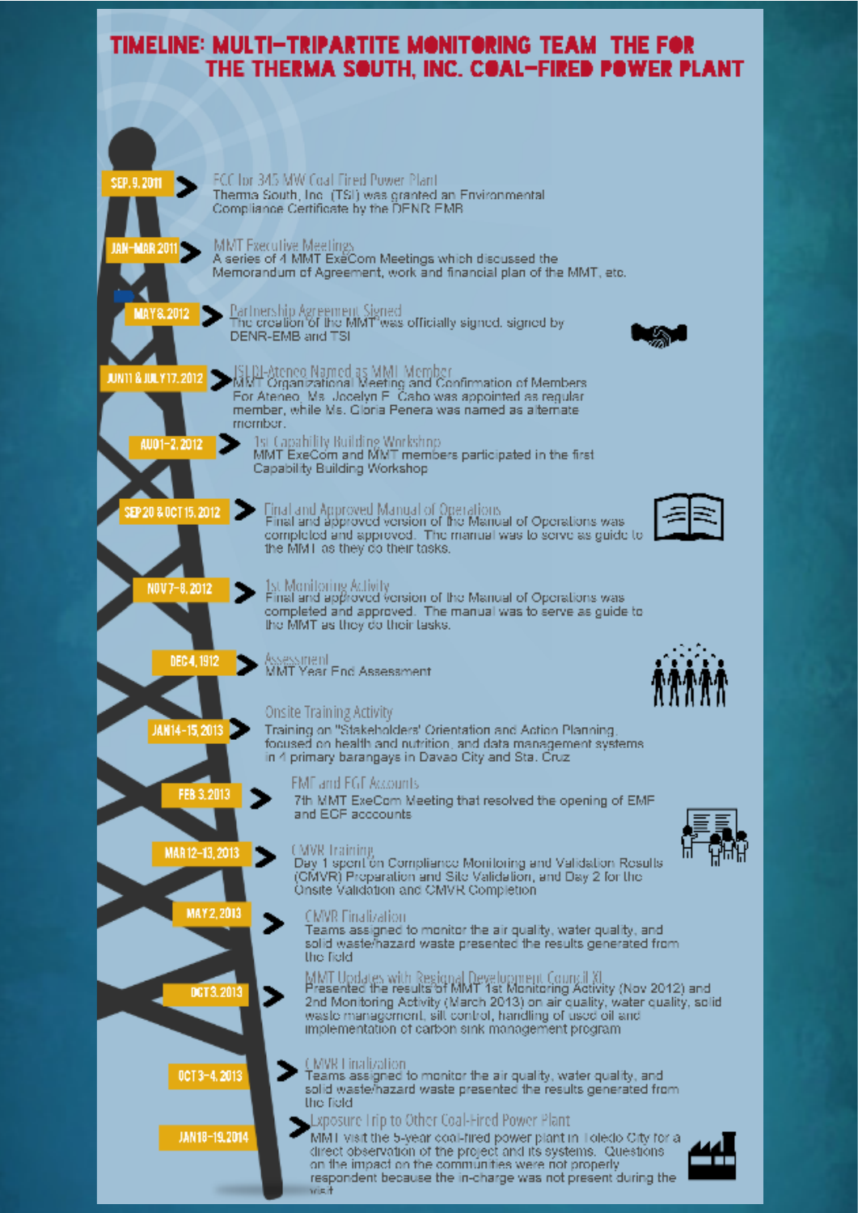# TIMELINE: MULTI-TRIPARTITE MONITORING TEAM THE FOR THE THERMA SOUTH, INC. COAL-FIRED POWER PLANT

**SEP. 9, 2011**
ECC for 345 MW Coal Fired Power Plant
Therma South, Inc (TSI) was granted an Environmental Compliance Certificate by the DENR-EMB

**JAN-MAR 2011**
MMT Executive Meetings
A series of 4 MMT ExeCom Meetings which discussed the Memorandum of Agreement, work and financial plan of the MMT, etc.

**MAY 8, 2012**
Partnership Agreement Signed
The creation of the MMT was officially signed, signed by DENR-EMB and TSI

**JUN 11 & JULY 17, 2012**
ISLDI-Ateneo Named as MMT Member
MMT Organizational Meeting and Confirmation of Members
For Ateneo, Ms. Jocelyn F. Cabo was appointed as regular member, while Ms. Gloria Penera was named as alternate member.

**AUG 1-2, 2012**
1st Capability Building Workshop
MMT ExeCom and MMT members participated in the first Capability Building Workshop

**SEP 20 & OCT 15, 2012**
Final and Approved Manual of Operations
Final and approved version of the Manual of Operations was completed and approved. The manual was to serve as guide to the MMT as they do their tasks.

**NOV 7-8, 2012**
1st Monitoring Activity
Final and approved version of the Manual of Operations was completed and approved. The manual was to serve as guide to the MMT as they do their tasks.

**DEC 4, 1912**
Assessment
MMT Year End Assessment

**JAN 14-15, 2013**
Onsite Training Activity
Training on "Stakeholders' Orientation and Action Planning, focused on health and nutrition, and data management systems in 4 primary barangays in Davao City and Sta. Cruz

**FEB 3, 2013**
EMF and ECF Accounts
7th MMT ExeCom Meeting that resolved the opening of EMF and ECF acccounts

**MAR 12-13, 2013**
CMVR Training
Day 1 spent on Compliance Monitoring and Validation Results (CMVR) Preparation and Site Validation, and Day 2 for the Onsite Validation and CMVR Completion

**MAY 2, 2013**
CMVR Finalization
Teams assigned to monitor the air quality, water quality, and solid waste/hazard waste presented the results generated from the field

**OCT 3, 2013**
MMT Updates with Regional Development Council XI
Presented the results of MMT 1st Monitoring Activity (Nov 2012) and 2nd Monitoring Activity (March 2013) on air quality, water quality, solid waste management, silt control, handling of used oil and implementation of carbon sink management program

**OCT 3-4, 2013**
CMVR Finalization
Teams assigned to monitor the air quality, water quality, and solid waste/hazard waste presented the results generated from the field

**JAN 18-19, 2014**
Exposure Trip to Other Coal-Fired Power Plant
MMT visit the 5-year coal-fired power plant in Toledo City for a direct observation of the project and its systems. Questions on the impact on the communities were not properly respondent because the in-charge was not present during the visit